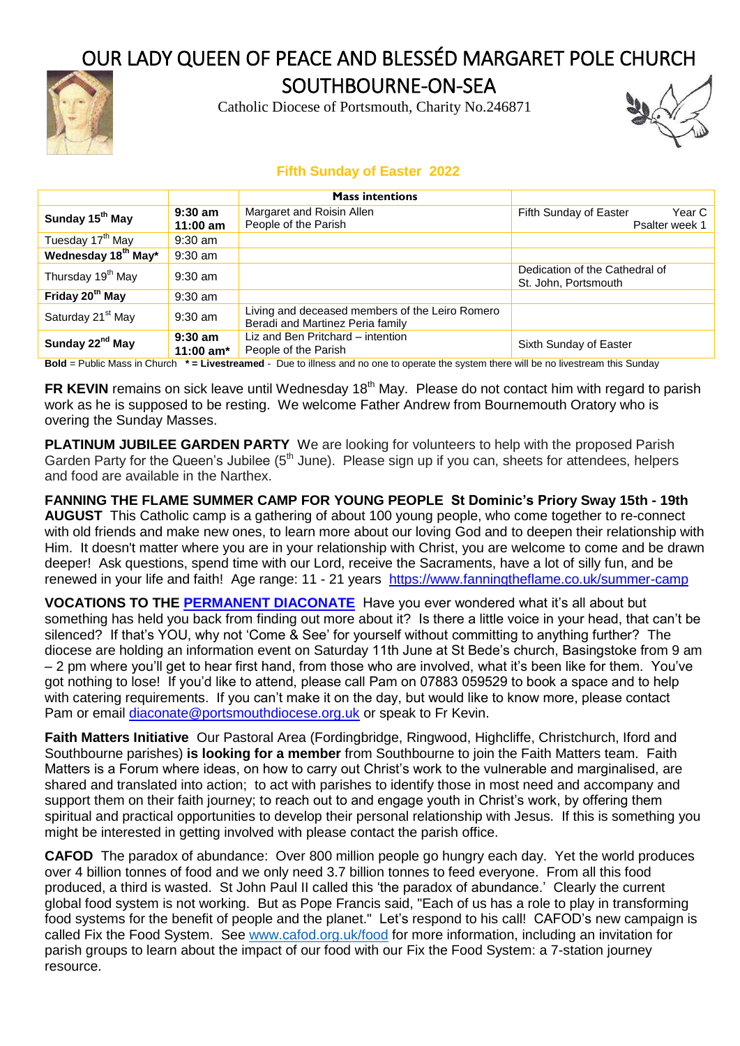# OUR LADY QUEEN OF PEACE AND BLESSÉD MARGARET POLE CHURCH

# SOUTHBOURNE-ON-SEA

Catholic Diocese of Portsmouth, Charity No.246871

## Fifth Sunday of Easter 2022

| | | Mass intentions | |
|---|---|---|---|
| **Sunday 15th May** | **9:30 am**<br>**11:00 am** | Margaret and Roisin Allen<br>People of the Parish | Fifth Sunday of Easter Year C<br>Psalter week 1 |
| Tuesday 17th May | 9:30 am | | |
| **Wednesday 18th May*** | 9:30 am | | |
| Thursday 19th May | 9:30 am | | Dedication of the Cathedral of St. John, Portsmouth |
| **Friday 20th May** | 9:30 am | | |
| Saturday 21st May | 9:30 am | Living and deceased members of the Leiro Romero Beradi and Martinez Peria family | |
| **Sunday 22nd May** | **9:30 am**<br>**11:00 am*** | Liz and Ben Pritchard – intention<br>People of the Parish | Sixth Sunday of Easter |

**Bold** = Public Mass in Church **\* = Livestreamed** - Due to illness and no one to operate the system there will be no livestream this Sunday

**FR KEVIN** remains on sick leave until Wednesday 18th May. Please do not contact him with regard to parish work as he is supposed to be resting. We welcome Father Andrew from Bournemouth Oratory who is overing the Sunday Masses.

**PLATINUM JUBILEE GARDEN PARTY** We are looking for volunteers to help with the proposed Parish Garden Party for the Queen's Jubilee (5th June). Please sign up if you can, sheets for attendees, helpers and food are available in the Narthex.

**FANNING THE FLAME SUMMER CAMP FOR YOUNG PEOPLE St Dominic's Priory Sway 15th - 19th AUGUST** This Catholic camp is a gathering of about 100 young people, who come together to re-connect with old friends and make new ones, to learn more about our loving God and to deepen their relationship with Him. It doesn't matter where you are in your relationship with Christ, you are welcome to come and be drawn deeper! Ask questions, spend time with our Lord, receive the Sacraments, have a lot of silly fun, and be renewed in your life and faith! Age range: 11 - 21 years https://www.fanningtheflame.co.uk/summer-camp

**VOCATIONS TO THE PERMANENT DIACONATE** Have you ever wondered what it's all about but something has held you back from finding out more about it? Is there a little voice in your head, that can't be silenced? If that's YOU, why not 'Come & See' for yourself without committing to anything further? The diocese are holding an information event on Saturday 11th June at St Bede's church, Basingstoke from 9 am – 2 pm where you'll get to hear first hand, from those who are involved, what it's been like for them. You've got nothing to lose! If you'd like to attend, please call Pam on 07883 059529 to book a space and to help with catering requirements. If you can't make it on the day, but would like to know more, please contact Pam or email diaconate@portsmouthdiocese.org.uk or speak to Fr Kevin.

**Faith Matters Initiative** Our Pastoral Area (Fordingbridge, Ringwood, Highcliffe, Christchurch, Iford and Southbourne parishes) **is looking for a member** from Southbourne to join the Faith Matters team. Faith Matters is a Forum where ideas, on how to carry out Christ's work to the vulnerable and marginalised, are shared and translated into action; to act with parishes to identify those in most need and accompany and support them on their faith journey; to reach out to and engage youth in Christ's work, by offering them spiritual and practical opportunities to develop their personal relationship with Jesus. If this is something you might be interested in getting involved with please contact the parish office.

**CAFOD** The paradox of abundance: Over 800 million people go hungry each day. Yet the world produces over 4 billion tonnes of food and we only need 3.7 billion tonnes to feed everyone. From all this food produced, a third is wasted. St John Paul II called this 'the paradox of abundance.' Clearly the current global food system is not working. But as Pope Francis said, "Each of us has a role to play in transforming food systems for the benefit of people and the planet." Let's respond to his call! CAFOD's new campaign is called Fix the Food System. See www.cafod.org.uk/food for more information, including an invitation for parish groups to learn about the impact of our food with our Fix the Food System: a 7-station journey resource.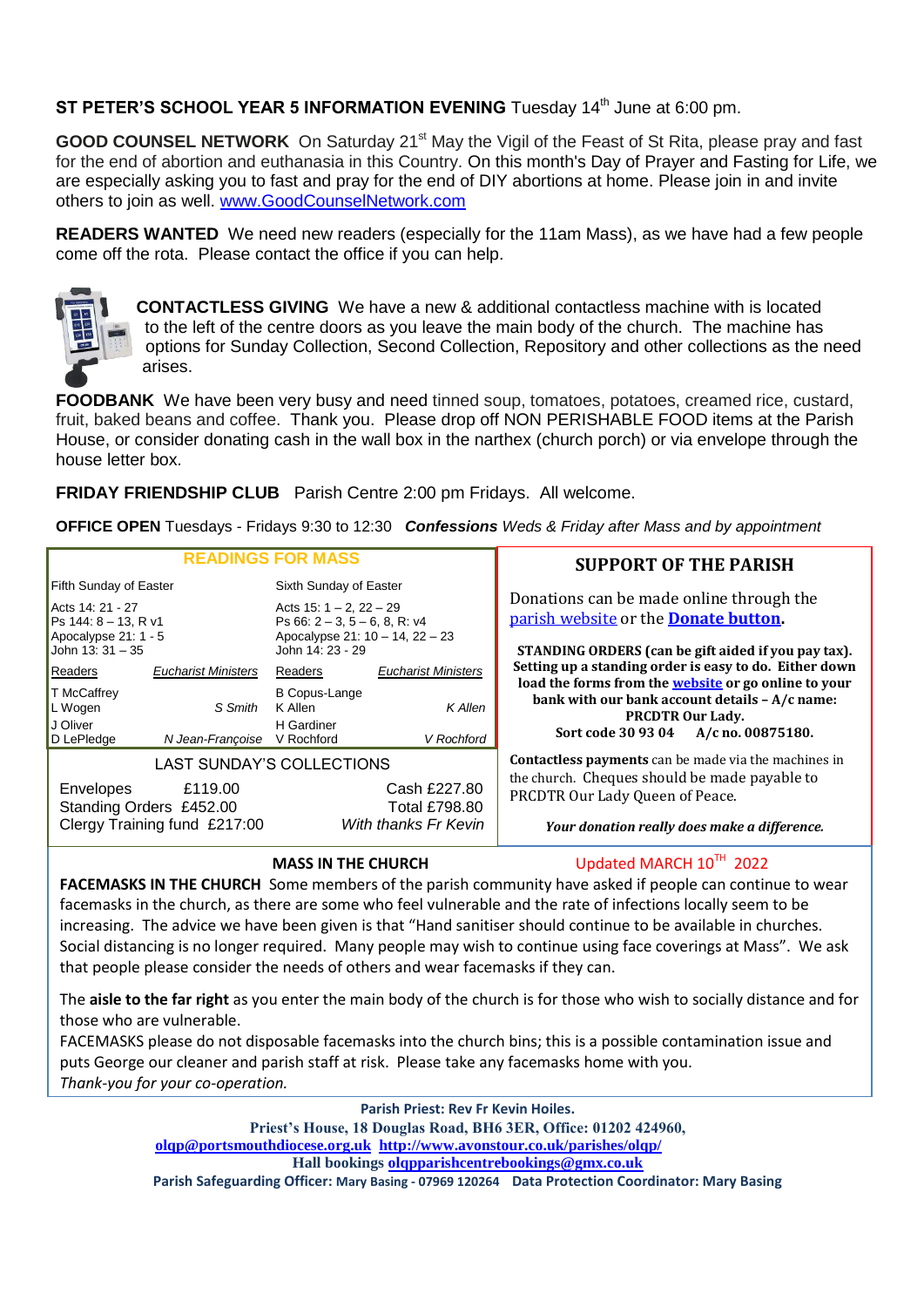**ST PETER'S SCHOOL YEAR 5 INFORMATION EVENING** Tuesday 14th June at 6:00 pm.

**GOOD COUNSEL NETWORK** On Saturday 21st May the Vigil of the Feast of St Rita, please pray and fast for the end of abortion and euthanasia in this Country. On this month's Day of Prayer and Fasting for Life, we are especially asking you to fast and pray for the end of DIY abortions at home. Please join in and invite others to join as well. www.GoodCounselNetwork.com

**READERS WANTED** We need new readers (especially for the 11am Mass), as we have had a few people come off the rota. Please contact the office if you can help.

**CONTACTLESS GIVING** We have a new & additional contactless machine with is located to the left of the centre doors as you leave the main body of the church. The machine has options for Sunday Collection, Second Collection, Repository and other collections as the need arises.

**FOODBANK** We have been very busy and need tinned soup, tomatoes, potatoes, creamed rice, custard, fruit, baked beans and coffee. Thank you. Please drop off NON PERISHABLE FOOD items at the Parish House, or consider donating cash in the wall box in the narthex (church porch) or via envelope through the house letter box.

**FRIDAY FRIENDSHIP CLUB** Parish Centre 2:00 pm Fridays. All welcome.

**OFFICE OPEN** Tuesdays - Fridays 9:30 to 12:30 ***Confessions*** *Weds & Friday after Mass and by appointment*

## READINGS FOR MASS

| Fifth Sunday of Easter | | Sixth Sunday of Easter | |
|---|---|---|---|
| Acts 14: 21 - 27<br>Ps 144: 8 – 13, R v1<br>Apocalypse 21: 1 - 5<br>John 13: 31 – 35 | | Acts 15: 1 – 2, 22 – 29<br>Ps 66: 2 – 3, 5 – 6, 8, R: v4<br>Apocalypse 21: 10 – 14, 22 – 23<br>John 14: 23 - 29 | |
| Readers | *Eucharist Ministers* | Readers | *Eucharist Ministers* |
| T McCaffrey<br>L Wogen | *S Smith* | B Copus-Lange<br>K Allen | *K Allen* |
| J Oliver<br>D LePledge | *N Jean-Françoise* | H Gardiner<br>V Rochford | *V Rochford* |

## LAST SUNDAY'S COLLECTIONS

| | | |
|---|---|---|
| Envelopes | £119.00 | Cash £227.80 |
| Standing Orders | £452.00 | Total £798.80 |
| Clergy Training fund | £217:00 | *With thanks Fr Kevin* |

## SUPPORT OF THE PARISH

Donations can be made online through the parish website or the **Donate button.**

**STANDING ORDERS (can be gift aided if you pay tax). Setting up a standing order is easy to do. Either down load the forms from the website or go online to your bank with our bank account details – A/c name: PRCDTR Our Lady. Sort code 30 93 04 A/c no. 00875180.**

**Contactless payments** can be made via the machines in the church. Cheques should be made payable to PRCDTR Our Lady Queen of Peace.

***Your donation really does make a difference.***

## MASS IN THE CHURCH

Updated MARCH 10TH 2022

**FACEMASKS IN THE CHURCH** Some members of the parish community have asked if people can continue to wear facemasks in the church, as there are some who feel vulnerable and the rate of infections locally seem to be increasing. The advice we have been given is that "Hand sanitiser should continue to be available in churches. Social distancing is no longer required. Many people may wish to continue using face coverings at Mass". We ask that people please consider the needs of others and wear facemasks if they can.

The **aisle to the far right** as you enter the main body of the church is for those who wish to socially distance and for those who are vulnerable.

FACEMASKS please do not disposable facemasks into the church bins; this is a possible contamination issue and puts George our cleaner and parish staff at risk. Please take any facemasks home with you.

*Thank-you for your co-operation.*

**Parish Priest: Rev Fr Kevin Hoiles.**
**Priest's House, 18 Douglas Road, BH6 3ER, Office: 01202 424960,**
**olqp@portsmouthdiocese.org.uk http://www.avonstour.co.uk/parishes/olqp/**
**Hall bookings olqpparishcentrebookings@gmx.co.uk**
**Parish Safeguarding Officer: Mary Basing - 07969 120264 Data Protection Coordinator: Mary Basing**